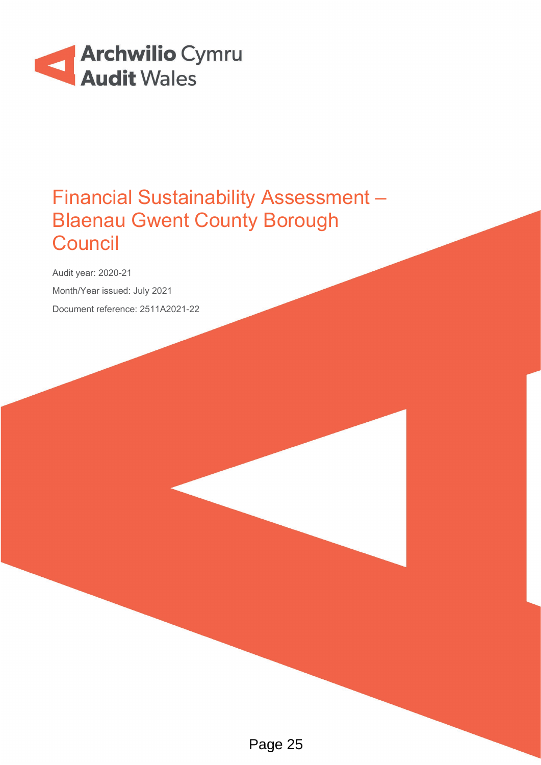Archwilio Cymru
Audit Wales

# Financial Sustainability Assessment – Blaenau Gwent County Borough Council

Audit year: 2020-21

Month/Year issued: July 2021

Document reference: 2511A2021-22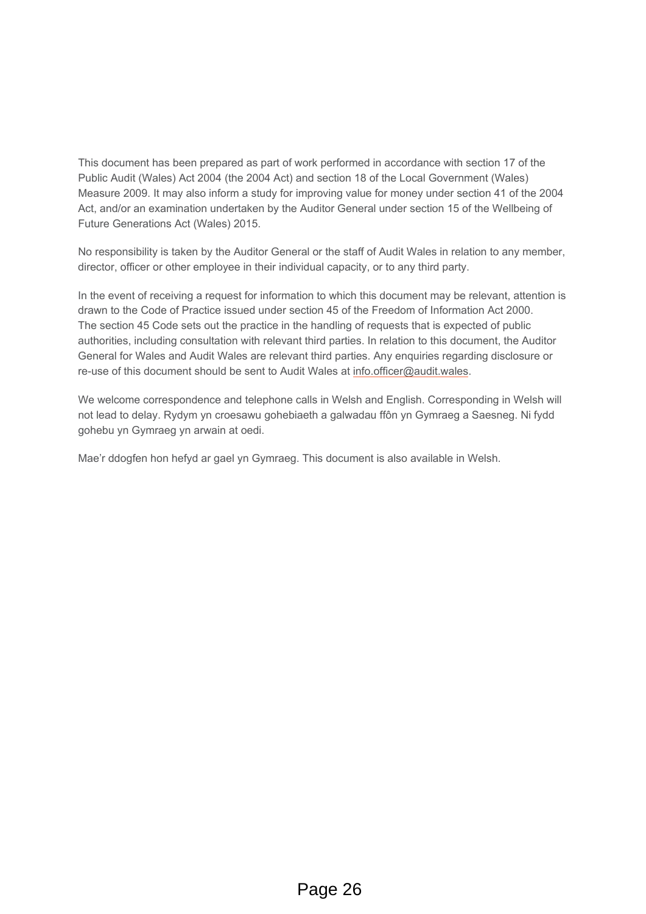This document has been prepared as part of work performed in accordance with section 17 of the Public Audit (Wales) Act 2004 (the 2004 Act) and section 18 of the Local Government (Wales) Measure 2009. It may also inform a study for improving value for money under section 41 of the 2004 Act, and/or an examination undertaken by the Auditor General under section 15 of the Wellbeing of Future Generations Act (Wales) 2015.

No responsibility is taken by the Auditor General or the staff of Audit Wales in relation to any member, director, officer or other employee in their individual capacity, or to any third party.

In the event of receiving a request for information to which this document may be relevant, attention is drawn to the Code of Practice issued under section 45 of the Freedom of Information Act 2000. The section 45 Code sets out the practice in the handling of requests that is expected of public authorities, including consultation with relevant third parties. In relation to this document, the Auditor General for Wales and Audit Wales are relevant third parties. Any enquiries regarding disclosure or re-use of this document should be sent to Audit Wales at info.officer@audit.wales.

We welcome correspondence and telephone calls in Welsh and English. Corresponding in Welsh will not lead to delay. Rydym yn croesawu gohebiaeth a galwadau ffôn yn Gymraeg a Saesneg. Ni fydd gohebu yn Gymraeg yn arwain at oedi.

Mae'r ddogfen hon hefyd ar gael yn Gymraeg. This document is also available in Welsh.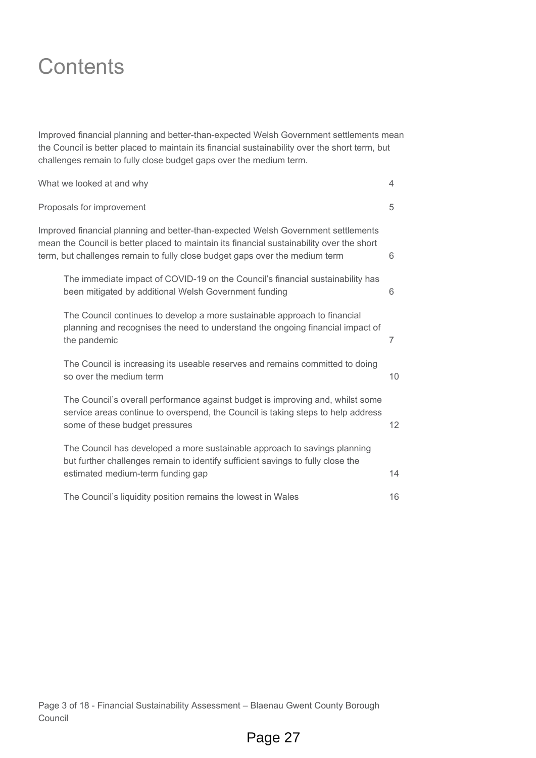# Contents

Improved financial planning and better-than-expected Welsh Government settlements mean the Council is better placed to maintain its financial sustainability over the short term, but challenges remain to fully close budget gaps over the medium term.

| | |
|---|---|
| What we looked at and why | 4 |
| Proposals for improvement | 5 |
| Improved financial planning and better-than-expected Welsh Government settlements mean the Council is better placed to maintain its financial sustainability over the short term, but challenges remain to fully close budget gaps over the medium term | 6 |
| The immediate impact of COVID-19 on the Council's financial sustainability has been mitigated by additional Welsh Government funding | 6 |
| The Council continues to develop a more sustainable approach to financial planning and recognises the need to understand the ongoing financial impact of the pandemic | 7 |
| The Council is increasing its useable reserves and remains committed to doing so over the medium term | 10 |
| The Council's overall performance against budget is improving and, whilst some service areas continue to overspend, the Council is taking steps to help address some of these budget pressures | 12 |
| The Council has developed a more sustainable approach to savings planning but further challenges remain to identify sufficient savings to fully close the estimated medium-term funding gap | 14 |
| The Council's liquidity position remains the lowest in Wales | 16 |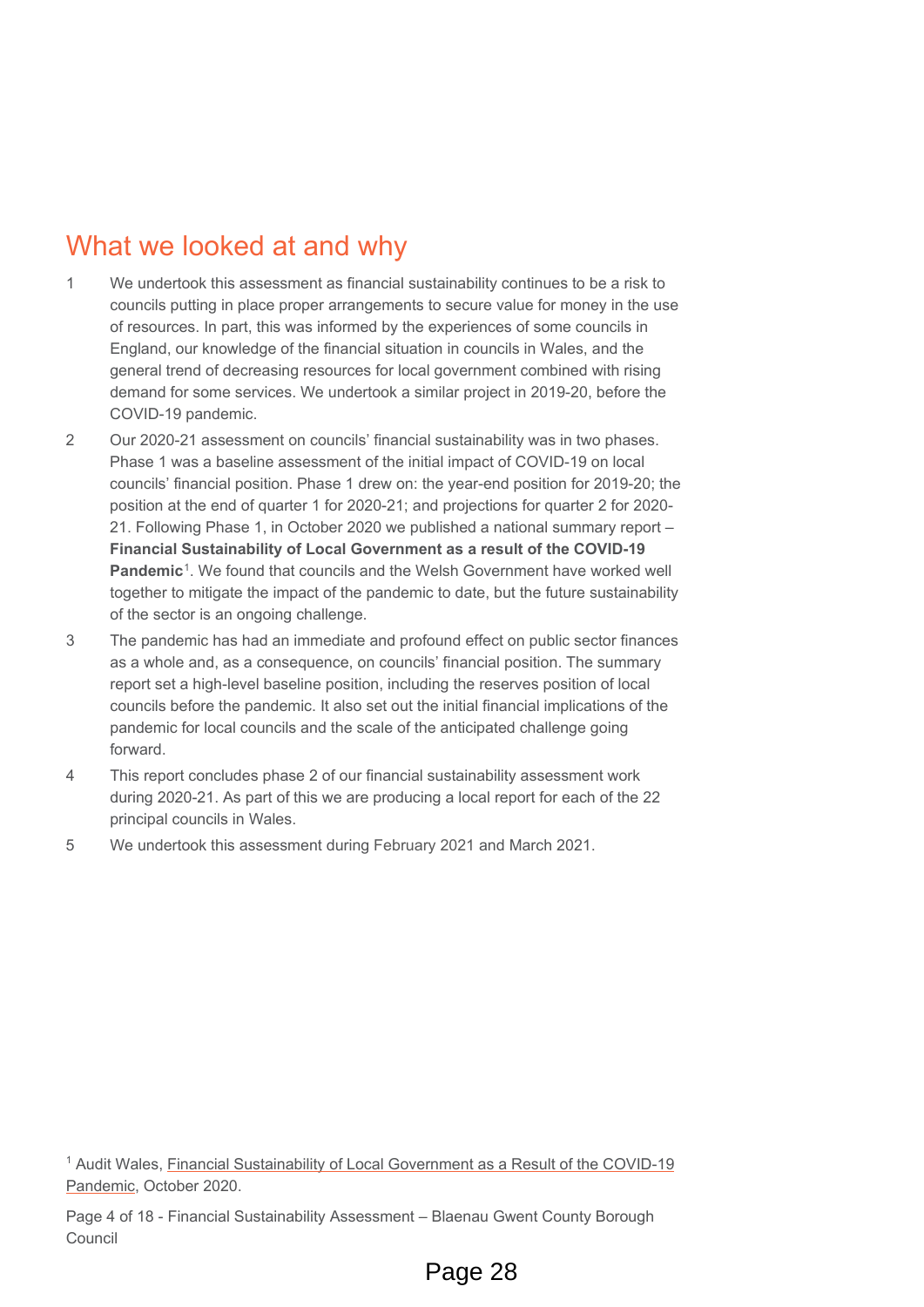## What we looked at and why

1. We undertook this assessment as financial sustainability continues to be a risk to councils putting in place proper arrangements to secure value for money in the use of resources. In part, this was informed by the experiences of some councils in England, our knowledge of the financial situation in councils in Wales, and the general trend of decreasing resources for local government combined with rising demand for some services. We undertook a similar project in 2019-20, before the COVID-19 pandemic.

2. Our 2020-21 assessment on councils' financial sustainability was in two phases. Phase 1 was a baseline assessment of the initial impact of COVID-19 on local councils' financial position. Phase 1 drew on: the year-end position for 2019-20; the position at the end of quarter 1 for 2020-21; and projections for quarter 2 for 2020-21. Following Phase 1, in October 2020 we published a national summary report – **Financial Sustainability of Local Government as a result of the COVID-19 Pandemic**[1]. We found that councils and the Welsh Government have worked well together to mitigate the impact of the pandemic to date, but the future sustainability of the sector is an ongoing challenge.

3. The pandemic has had an immediate and profound effect on public sector finances as a whole and, as a consequence, on councils' financial position. The summary report set a high-level baseline position, including the reserves position of local councils before the pandemic. It also set out the initial financial implications of the pandemic for local councils and the scale of the anticipated challenge going forward.

4. This report concludes phase 2 of our financial sustainability assessment work during 2020-21. As part of this we are producing a local report for each of the 22 principal councils in Wales.

5. We undertook this assessment during February 2021 and March 2021.

[1] Audit Wales, Financial Sustainability of Local Government as a Result of the COVID-19 Pandemic, October 2020.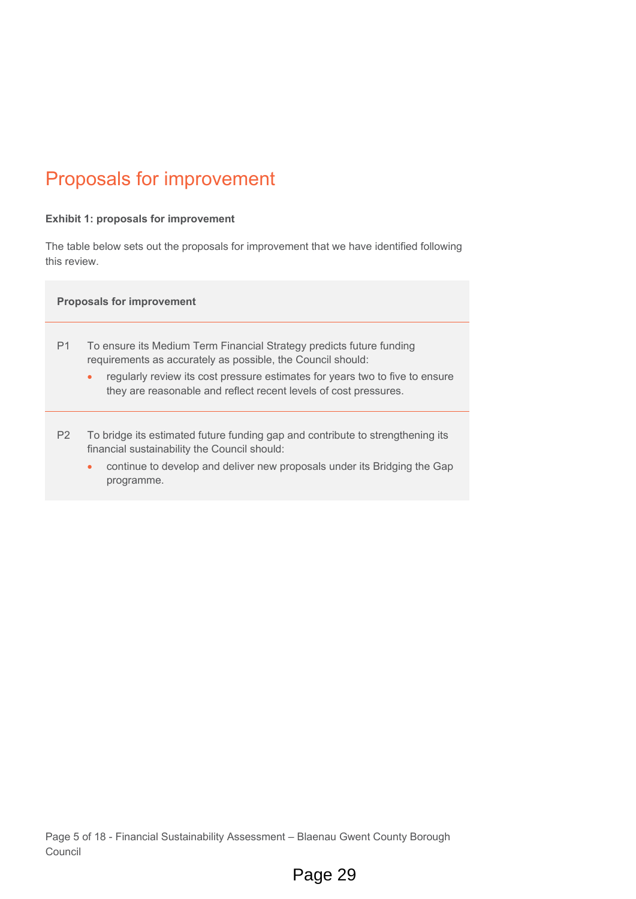## Proposals for improvement

**Exhibit 1: proposals for improvement**

The table below sets out the proposals for improvement that we have identified following this review.

| | Proposals for improvement |
|---|---|
| P1 | To ensure its Medium Term Financial Strategy predicts future funding requirements as accurately as possible, the Council should:<br>• regularly review its cost pressure estimates for years two to five to ensure they are reasonable and reflect recent levels of cost pressures. |
| P2 | To bridge its estimated future funding gap and contribute to strengthening its financial sustainability the Council should:<br>• continue to develop and deliver new proposals under its Bridging the Gap programme. |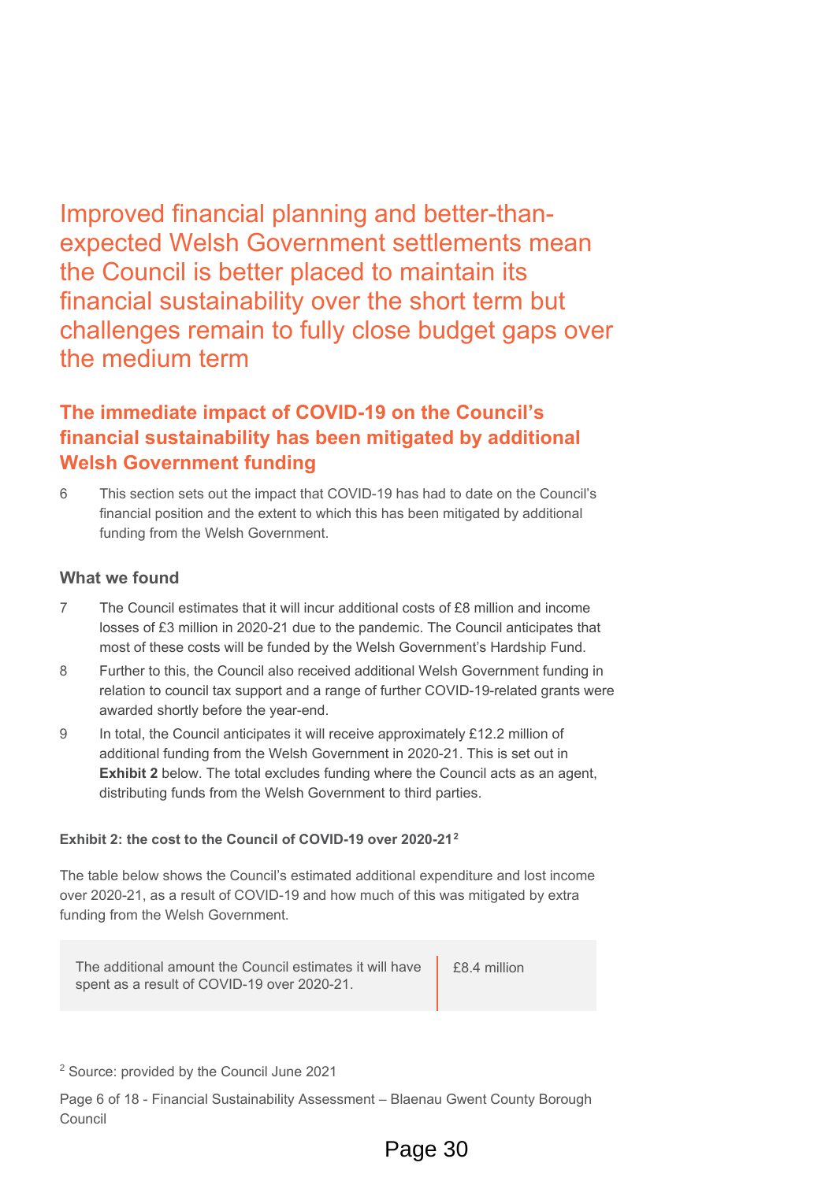# Improved financial planning and better-than-expected Welsh Government settlements mean the Council is better placed to maintain its financial sustainability over the short term but challenges remain to fully close budget gaps over the medium term

## The immediate impact of COVID-19 on the Council's financial sustainability has been mitigated by additional Welsh Government funding

6 This section sets out the impact that COVID-19 has had to date on the Council's financial position and the extent to which this has been mitigated by additional funding from the Welsh Government.

### What we found

7 The Council estimates that it will incur additional costs of £8 million and income losses of £3 million in 2020-21 due to the pandemic. The Council anticipates that most of these costs will be funded by the Welsh Government's Hardship Fund.

8 Further to this, the Council also received additional Welsh Government funding in relation to council tax support and a range of further COVID-19-related grants were awarded shortly before the year-end.

9 In total, the Council anticipates it will receive approximately £12.2 million of additional funding from the Welsh Government in 2020-21. This is set out in **Exhibit 2** below. The total excludes funding where the Council acts as an agent, distributing funds from the Welsh Government to third parties.

**Exhibit 2: the cost to the Council of COVID-19 over 2020-21**[2]

The table below shows the Council's estimated additional expenditure and lost income over 2020-21, as a result of COVID-19 and how much of this was mitigated by extra funding from the Welsh Government.

| | |
|---|---|
| The additional amount the Council estimates it will have spent as a result of COVID-19 over 2020-21. | £8.4 million |

[2] Source: provided by the Council June 2021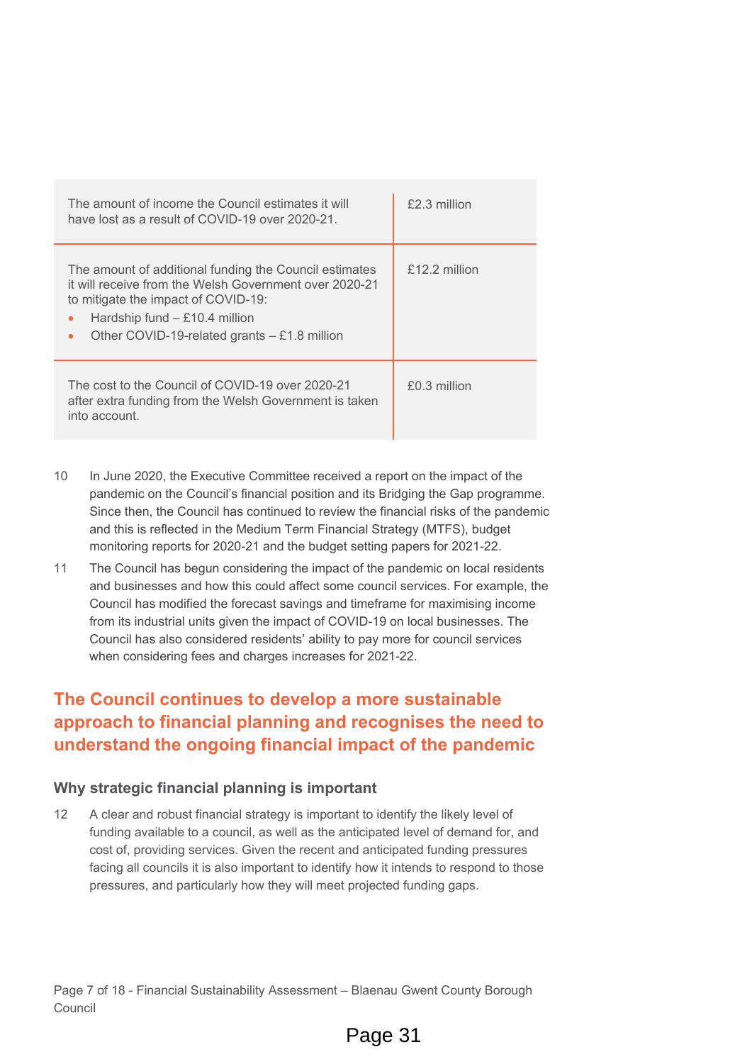| | |
|---|---|
| The amount of income the Council estimates it will have lost as a result of COVID-19 over 2020-21. | £2.3 million |
| The amount of additional funding the Council estimates it will receive from the Welsh Government over 2020-21 to mitigate the impact of COVID-19:<br>• Hardship fund – £10.4 million<br>• Other COVID-19-related grants – £1.8 million | £12.2 million |
| The cost to the Council of COVID-19 over 2020-21 after extra funding from the Welsh Government is taken into account. | £0.3 million |

10 In June 2020, the Executive Committee received a report on the impact of the pandemic on the Council's financial position and its Bridging the Gap programme. Since then, the Council has continued to review the financial risks of the pandemic and this is reflected in the Medium Term Financial Strategy (MTFS), budget monitoring reports for 2020-21 and the budget setting papers for 2021-22.

11 The Council has begun considering the impact of the pandemic on local residents and businesses and how this could affect some council services. For example, the Council has modified the forecast savings and timeframe for maximising income from its industrial units given the impact of COVID-19 on local businesses. The Council has also considered residents' ability to pay more for council services when considering fees and charges increases for 2021-22.

## The Council continues to develop a more sustainable approach to financial planning and recognises the need to understand the ongoing financial impact of the pandemic

### Why strategic financial planning is important

12 A clear and robust financial strategy is important to identify the likely level of funding available to a council, as well as the anticipated level of demand for, and cost of, providing services. Given the recent and anticipated funding pressures facing all councils it is also important to identify how it intends to respond to those pressures, and particularly how they will meet projected funding gaps.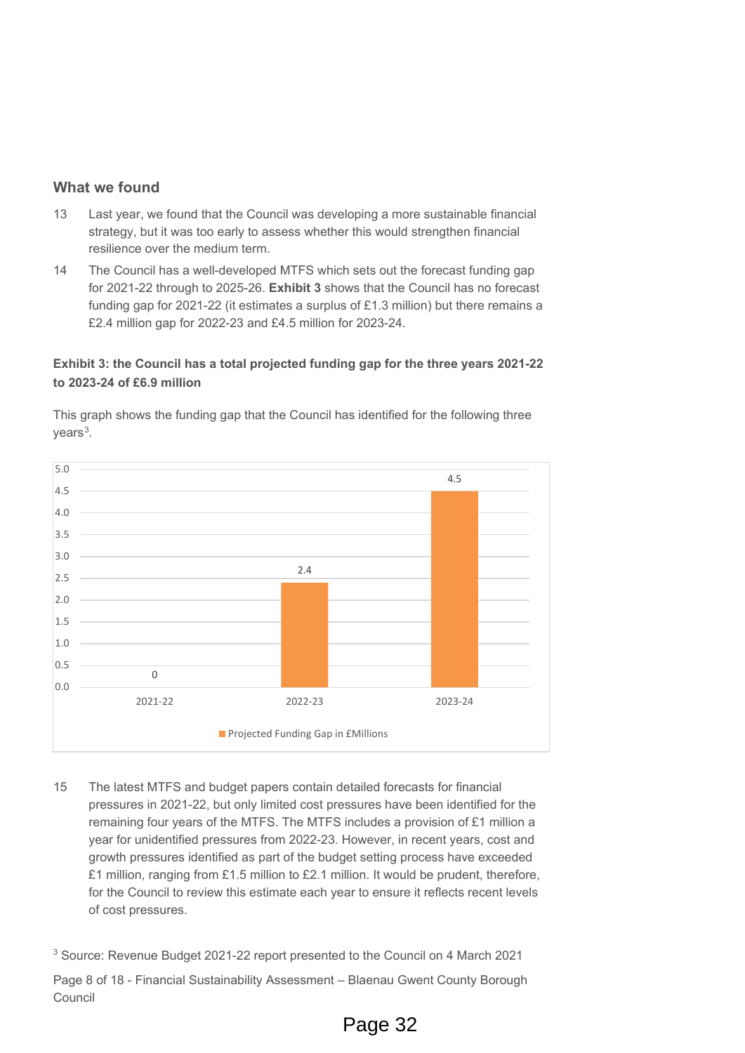## What we found

13 Last year, we found that the Council was developing a more sustainable financial strategy, but it was too early to assess whether this would strengthen financial resilience over the medium term.

14 The Council has a well-developed MTFS which sets out the forecast funding gap for 2021-22 through to 2025-26. **Exhibit 3** shows that the Council has no forecast funding gap for 2021-22 (it estimates a surplus of £1.3 million) but there remains a £2.4 million gap for 2022-23 and £4.5 million for 2023-24.

**Exhibit 3: the Council has a total projected funding gap for the three years 2021-22 to 2023-24 of £6.9 million**

This graph shows the funding gap that the Council has identified for the following three years[3].

| Year | Projected Funding Gap in £Millions |
|---|---|
| 2021-22 | 0 |
| 2022-23 | 2.4 |
| 2023-24 | 4.5 |

15 The latest MTFS and budget papers contain detailed forecasts for financial pressures in 2021-22, but only limited cost pressures have been identified for the remaining four years of the MTFS. The MTFS includes a provision of £1 million a year for unidentified pressures from 2022-23. However, in recent years, cost and growth pressures identified as part of the budget setting process have exceeded £1 million, ranging from £1.5 million to £2.1 million. It would be prudent, therefore, for the Council to review this estimate each year to ensure it reflects recent levels of cost pressures.

[3] Source: Revenue Budget 2021-22 report presented to the Council on 4 March 2021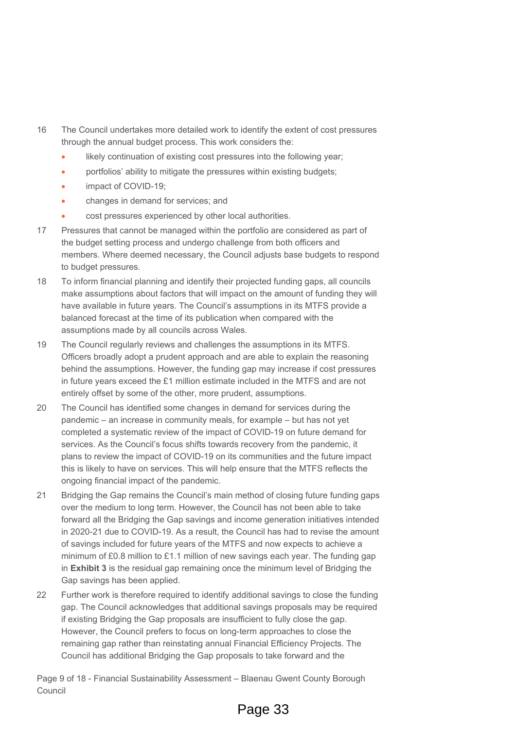16 The Council undertakes more detailed work to identify the extent of cost pressures through the annual budget process. This work considers the:

- likely continuation of existing cost pressures into the following year;
- portfolios' ability to mitigate the pressures within existing budgets;
- impact of COVID-19;
- changes in demand for services; and
- cost pressures experienced by other local authorities.

17 Pressures that cannot be managed within the portfolio are considered as part of the budget setting process and undergo challenge from both officers and members. Where deemed necessary, the Council adjusts base budgets to respond to budget pressures.

18 To inform financial planning and identify their projected funding gaps, all councils make assumptions about factors that will impact on the amount of funding they will have available in future years. The Council's assumptions in its MTFS provide a balanced forecast at the time of its publication when compared with the assumptions made by all councils across Wales.

19 The Council regularly reviews and challenges the assumptions in its MTFS. Officers broadly adopt a prudent approach and are able to explain the reasoning behind the assumptions. However, the funding gap may increase if cost pressures in future years exceed the £1 million estimate included in the MTFS and are not entirely offset by some of the other, more prudent, assumptions.

20 The Council has identified some changes in demand for services during the pandemic – an increase in community meals, for example – but has not yet completed a systematic review of the impact of COVID-19 on future demand for services. As the Council's focus shifts towards recovery from the pandemic, it plans to review the impact of COVID-19 on its communities and the future impact this is likely to have on services. This will help ensure that the MTFS reflects the ongoing financial impact of the pandemic.

21 Bridging the Gap remains the Council's main method of closing future funding gaps over the medium to long term. However, the Council has not been able to take forward all the Bridging the Gap savings and income generation initiatives intended in 2020-21 due to COVID-19. As a result, the Council has had to revise the amount of savings included for future years of the MTFS and now expects to achieve a minimum of £0.8 million to £1.1 million of new savings each year. The funding gap in **Exhibit 3** is the residual gap remaining once the minimum level of Bridging the Gap savings has been applied.

22 Further work is therefore required to identify additional savings to close the funding gap. The Council acknowledges that additional savings proposals may be required if existing Bridging the Gap proposals are insufficient to fully close the gap. However, the Council prefers to focus on long-term approaches to close the remaining gap rather than reinstating annual Financial Efficiency Projects. The Council has additional Bridging the Gap proposals to take forward and the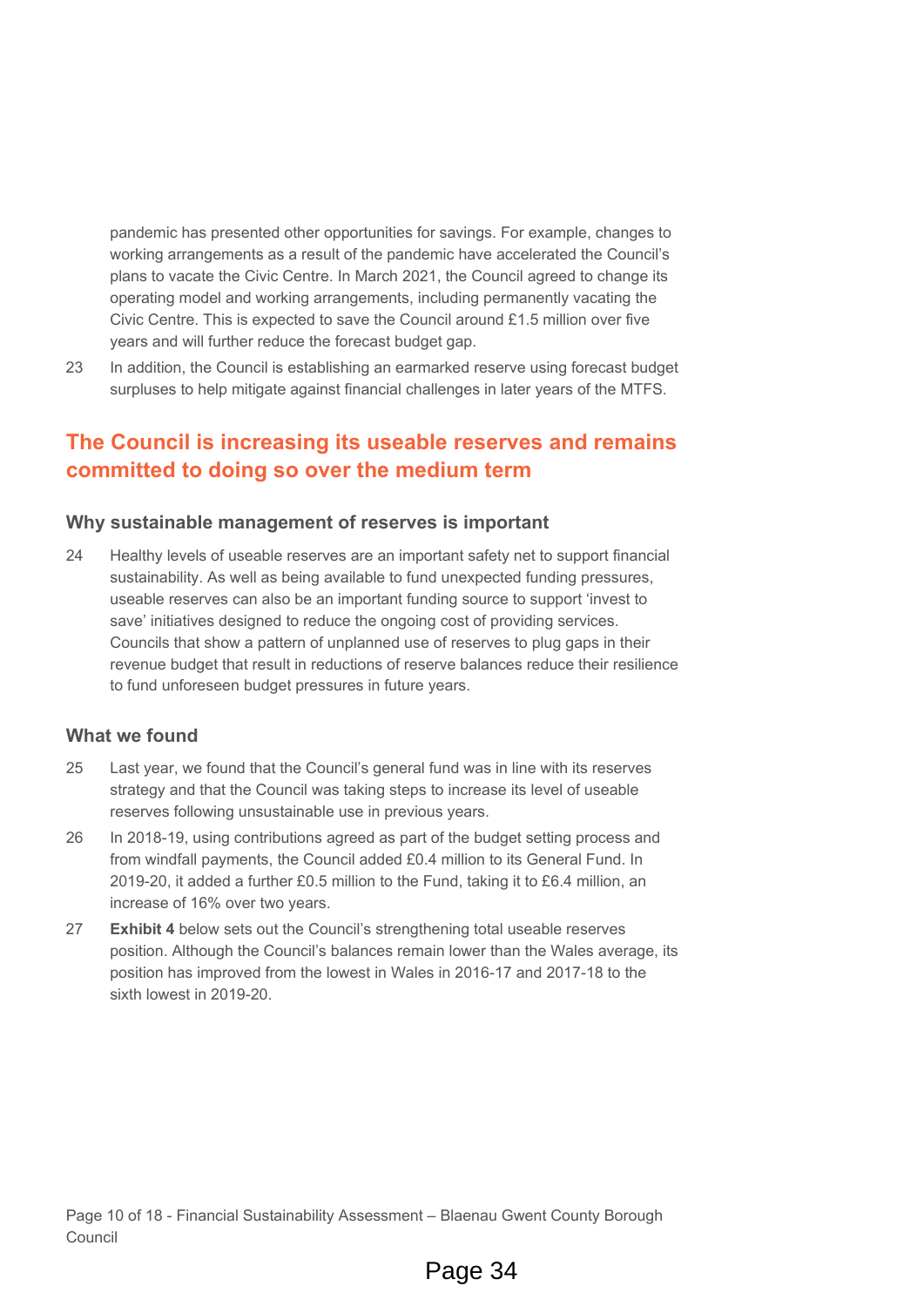pandemic has presented other opportunities for savings. For example, changes to working arrangements as a result of the pandemic have accelerated the Council's plans to vacate the Civic Centre. In March 2021, the Council agreed to change its operating model and working arrangements, including permanently vacating the Civic Centre. This is expected to save the Council around £1.5 million over five years and will further reduce the forecast budget gap.

23 In addition, the Council is establishing an earmarked reserve using forecast budget surpluses to help mitigate against financial challenges in later years of the MTFS.

## The Council is increasing its useable reserves and remains committed to doing so over the medium term

### Why sustainable management of reserves is important

24 Healthy levels of useable reserves are an important safety net to support financial sustainability. As well as being available to fund unexpected funding pressures, useable reserves can also be an important funding source to support 'invest to save' initiatives designed to reduce the ongoing cost of providing services. Councils that show a pattern of unplanned use of reserves to plug gaps in their revenue budget that result in reductions of reserve balances reduce their resilience to fund unforeseen budget pressures in future years.

### What we found

25 Last year, we found that the Council's general fund was in line with its reserves strategy and that the Council was taking steps to increase its level of useable reserves following unsustainable use in previous years.

26 In 2018-19, using contributions agreed as part of the budget setting process and from windfall payments, the Council added £0.4 million to its General Fund. In 2019-20, it added a further £0.5 million to the Fund, taking it to £6.4 million, an increase of 16% over two years.

27 **Exhibit 4** below sets out the Council's strengthening total useable reserves position. Although the Council's balances remain lower than the Wales average, its position has improved from the lowest in Wales in 2016-17 and 2017-18 to the sixth lowest in 2019-20.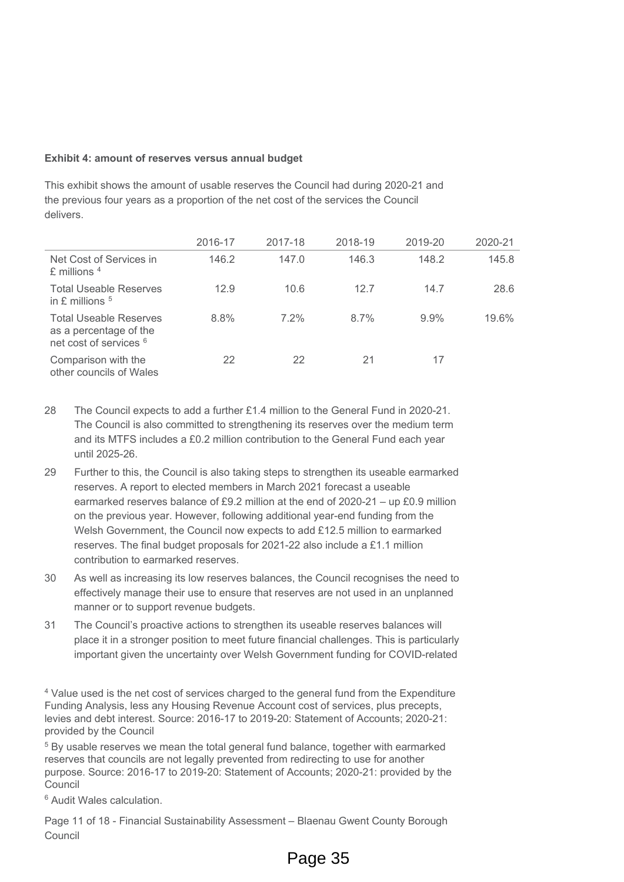**Exhibit 4: amount of reserves versus annual budget**

This exhibit shows the amount of usable reserves the Council had during 2020-21 and the previous four years as a proportion of the net cost of the services the Council delivers.

| | 2016-17 | 2017-18 | 2018-19 | 2019-20 | 2020-21 |
|---|---|---|---|---|---|
| Net Cost of Services in £ millions [4] | 146.2 | 147.0 | 146.3 | 148.2 | 145.8 |
| Total Useable Reserves in £ millions [5] | 12.9 | 10.6 | 12.7 | 14.7 | 28.6 |
| Total Useable Reserves as a percentage of the net cost of services [6] | 8.8% | 7.2% | 8.7% | 9.9% | 19.6% |
| Comparison with the other councils of Wales | 22 | 22 | 21 | 17 | |

28 The Council expects to add a further £1.4 million to the General Fund in 2020-21. The Council is also committed to strengthening its reserves over the medium term and its MTFS includes a £0.2 million contribution to the General Fund each year until 2025-26.

29 Further to this, the Council is also taking steps to strengthen its useable earmarked reserves. A report to elected members in March 2021 forecast a useable earmarked reserves balance of £9.2 million at the end of 2020-21 – up £0.9 million on the previous year. However, following additional year-end funding from the Welsh Government, the Council now expects to add £12.5 million to earmarked reserves. The final budget proposals for 2021-22 also include a £1.1 million contribution to earmarked reserves.

30 As well as increasing its low reserves balances, the Council recognises the need to effectively manage their use to ensure that reserves are not used in an unplanned manner or to support revenue budgets.

31 The Council's proactive actions to strengthen its useable reserves balances will place it in a stronger position to meet future financial challenges. This is particularly important given the uncertainty over Welsh Government funding for COVID-related

[4] Value used is the net cost of services charged to the general fund from the Expenditure Funding Analysis, less any Housing Revenue Account cost of services, plus precepts, levies and debt interest. Source: 2016-17 to 2019-20: Statement of Accounts; 2020-21: provided by the Council

[5] By usable reserves we mean the total general fund balance, together with earmarked reserves that councils are not legally prevented from redirecting to use for another purpose. Source: 2016-17 to 2019-20: Statement of Accounts; 2020-21: provided by the Council

[6] Audit Wales calculation.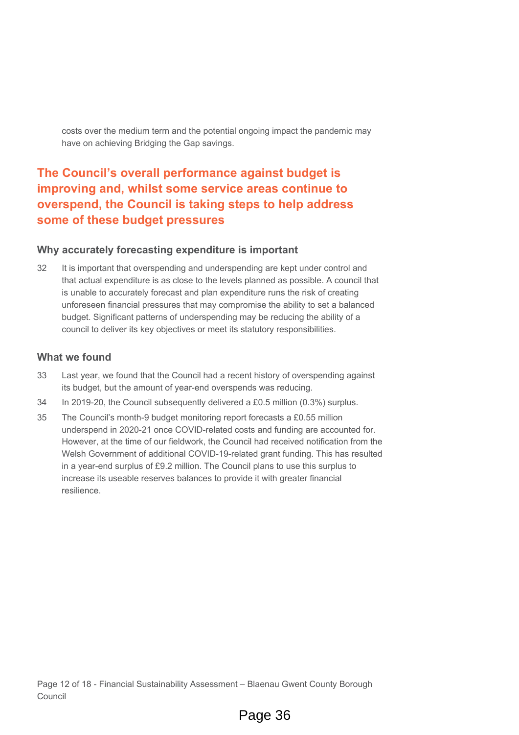costs over the medium term and the potential ongoing impact the pandemic may have on achieving Bridging the Gap savings.

## The Council's overall performance against budget is improving and, whilst some service areas continue to overspend, the Council is taking steps to help address some of these budget pressures

### Why accurately forecasting expenditure is important

32 It is important that overspending and underspending are kept under control and that actual expenditure is as close to the levels planned as possible. A council that is unable to accurately forecast and plan expenditure runs the risk of creating unforeseen financial pressures that may compromise the ability to set a balanced budget. Significant patterns of underspending may be reducing the ability of a council to deliver its key objectives or meet its statutory responsibilities.

### What we found

33 Last year, we found that the Council had a recent history of overspending against its budget, but the amount of year-end overspends was reducing.

34 In 2019-20, the Council subsequently delivered a £0.5 million (0.3%) surplus.

35 The Council's month-9 budget monitoring report forecasts a £0.55 million underspend in 2020-21 once COVID-related costs and funding are accounted for. However, at the time of our fieldwork, the Council had received notification from the Welsh Government of additional COVID-19-related grant funding. This has resulted in a year-end surplus of £9.2 million. The Council plans to use this surplus to increase its useable reserves balances to provide it with greater financial resilience.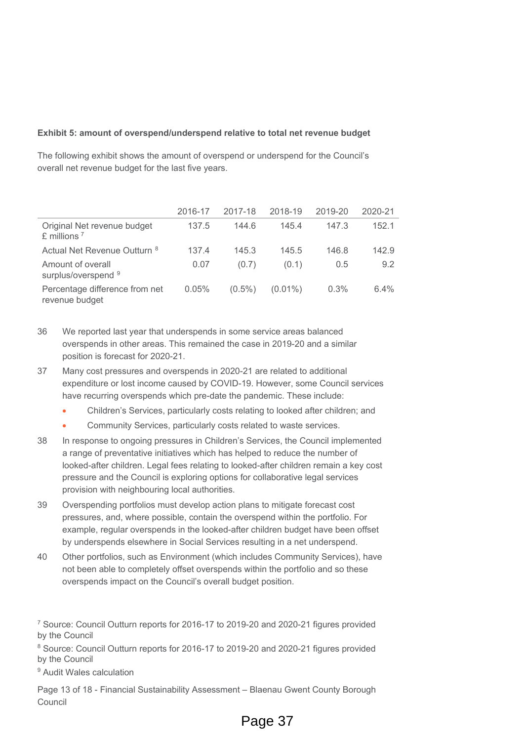**Exhibit 5: amount of overspend/underspend relative to total net revenue budget**

The following exhibit shows the amount of overspend or underspend for the Council's overall net revenue budget for the last five years.

| | 2016-17 | 2017-18 | 2018-19 | 2019-20 | 2020-21 |
|---|---|---|---|---|---|
| Original Net revenue budget £ millions [7] | 137.5 | 144.6 | 145.4 | 147.3 | 152.1 |
| Actual Net Revenue Outturn [8] | 137.4 | 145.3 | 145.5 | 146.8 | 142.9 |
| Amount of overall surplus/overspend [9] | 0.07 | (0.7) | (0.1) | 0.5 | 9.2 |
| Percentage difference from net revenue budget | 0.05% | (0.5%) | (0.01%) | 0.3% | 6.4% |

36 We reported last year that underspends in some service areas balanced overspends in other areas. This remained the case in 2019-20 and a similar position is forecast for 2020-21.

37 Many cost pressures and overspends in 2020-21 are related to additional expenditure or lost income caused by COVID-19. However, some Council services have recurring overspends which pre-date the pandemic. These include:

- Children's Services, particularly costs relating to looked after children; and
- Community Services, particularly costs related to waste services.

38 In response to ongoing pressures in Children's Services, the Council implemented a range of preventative initiatives which has helped to reduce the number of looked-after children. Legal fees relating to looked-after children remain a key cost pressure and the Council is exploring options for collaborative legal services provision with neighbouring local authorities.

39 Overspending portfolios must develop action plans to mitigate forecast cost pressures, and, where possible, contain the overspend within the portfolio. For example, regular overspends in the looked-after children budget have been offset by underspends elsewhere in Social Services resulting in a net underspend.

40 Other portfolios, such as Environment (which includes Community Services), have not been able to completely offset overspends within the portfolio and so these overspends impact on the Council's overall budget position.

[7] Source: Council Outturn reports for 2016-17 to 2019-20 and 2020-21 figures provided by the Council

[8] Source: Council Outturn reports for 2016-17 to 2019-20 and 2020-21 figures provided by the Council

[9] Audit Wales calculation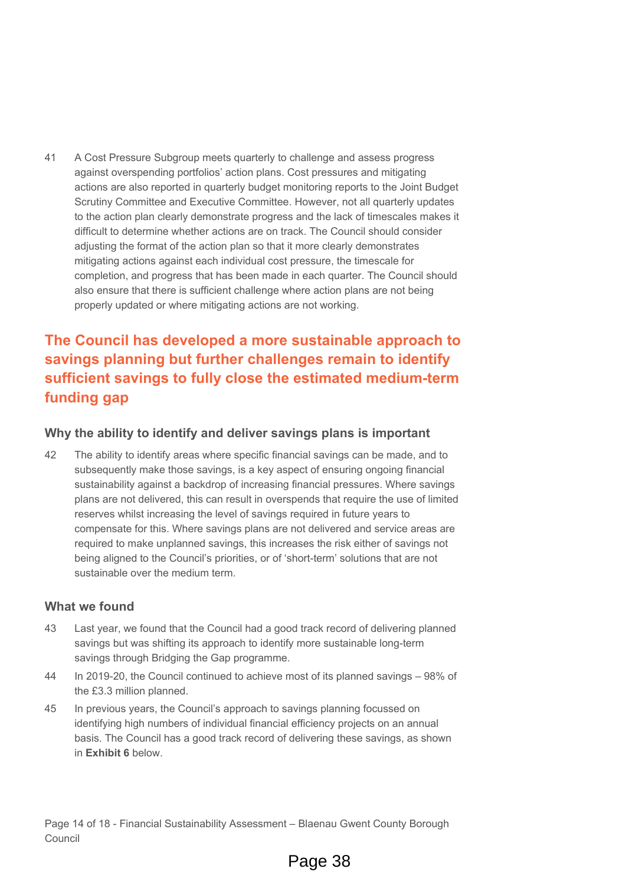41 A Cost Pressure Subgroup meets quarterly to challenge and assess progress against overspending portfolios' action plans. Cost pressures and mitigating actions are also reported in quarterly budget monitoring reports to the Joint Budget Scrutiny Committee and Executive Committee. However, not all quarterly updates to the action plan clearly demonstrate progress and the lack of timescales makes it difficult to determine whether actions are on track. The Council should consider adjusting the format of the action plan so that it more clearly demonstrates mitigating actions against each individual cost pressure, the timescale for completion, and progress that has been made in each quarter. The Council should also ensure that there is sufficient challenge where action plans are not being properly updated or where mitigating actions are not working.

## The Council has developed a more sustainable approach to savings planning but further challenges remain to identify sufficient savings to fully close the estimated medium-term funding gap

### Why the ability to identify and deliver savings plans is important

42 The ability to identify areas where specific financial savings can be made, and to subsequently make those savings, is a key aspect of ensuring ongoing financial sustainability against a backdrop of increasing financial pressures. Where savings plans are not delivered, this can result in overspends that require the use of limited reserves whilst increasing the level of savings required in future years to compensate for this. Where savings plans are not delivered and service areas are required to make unplanned savings, this increases the risk either of savings not being aligned to the Council's priorities, or of 'short-term' solutions that are not sustainable over the medium term.

### What we found

43 Last year, we found that the Council had a good track record of delivering planned savings but was shifting its approach to identify more sustainable long-term savings through Bridging the Gap programme.

44 In 2019-20, the Council continued to achieve most of its planned savings – 98% of the £3.3 million planned.

45 In previous years, the Council's approach to savings planning focussed on identifying high numbers of individual financial efficiency projects on an annual basis. The Council has a good track record of delivering these savings, as shown in **Exhibit 6** below.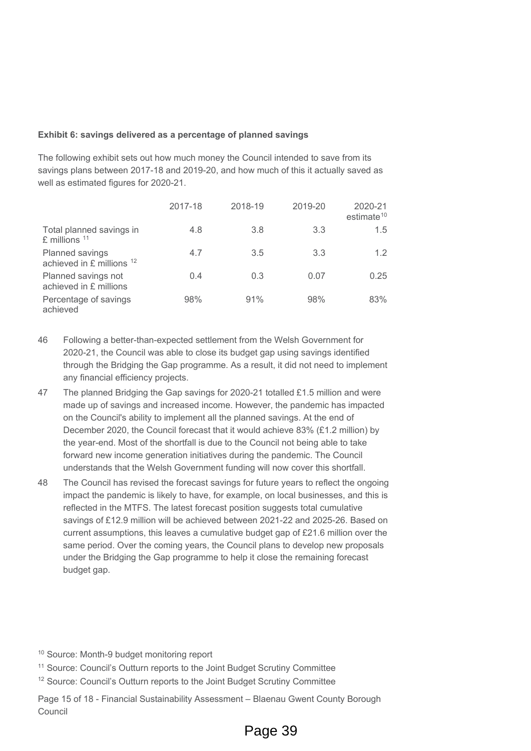**Exhibit 6: savings delivered as a percentage of planned savings**

The following exhibit sets out how much money the Council intended to save from its savings plans between 2017-18 and 2019-20, and how much of this it actually saved as well as estimated figures for 2020-21.

| | 2017-18 | 2018-19 | 2019-20 | 2020-21 estimate[10] |
|---|---|---|---|---|
| Total planned savings in £ millions [11] | 4.8 | 3.8 | 3.3 | 1.5 |
| Planned savings achieved in £ millions [12] | 4.7 | 3.5 | 3.3 | 1.2 |
| Planned savings not achieved in £ millions | 0.4 | 0.3 | 0.07 | 0.25 |
| Percentage of savings achieved | 98% | 91% | 98% | 83% |

46 Following a better-than-expected settlement from the Welsh Government for 2020-21, the Council was able to close its budget gap using savings identified through the Bridging the Gap programme. As a result, it did not need to implement any financial efficiency projects.

47 The planned Bridging the Gap savings for 2020-21 totalled £1.5 million and were made up of savings and increased income. However, the pandemic has impacted on the Council's ability to implement all the planned savings. At the end of December 2020, the Council forecast that it would achieve 83% (£1.2 million) by the year-end. Most of the shortfall is due to the Council not being able to take forward new income generation initiatives during the pandemic. The Council understands that the Welsh Government funding will now cover this shortfall.

48 The Council has revised the forecast savings for future years to reflect the ongoing impact the pandemic is likely to have, for example, on local businesses, and this is reflected in the MTFS. The latest forecast position suggests total cumulative savings of £12.9 million will be achieved between 2021-22 and 2025-26. Based on current assumptions, this leaves a cumulative budget gap of £21.6 million over the same period. Over the coming years, the Council plans to develop new proposals under the Bridging the Gap programme to help it close the remaining forecast budget gap.

[10] Source: Month-9 budget monitoring report

[11] Source: Council's Outturn reports to the Joint Budget Scrutiny Committee

[12] Source: Council's Outturn reports to the Joint Budget Scrutiny Committee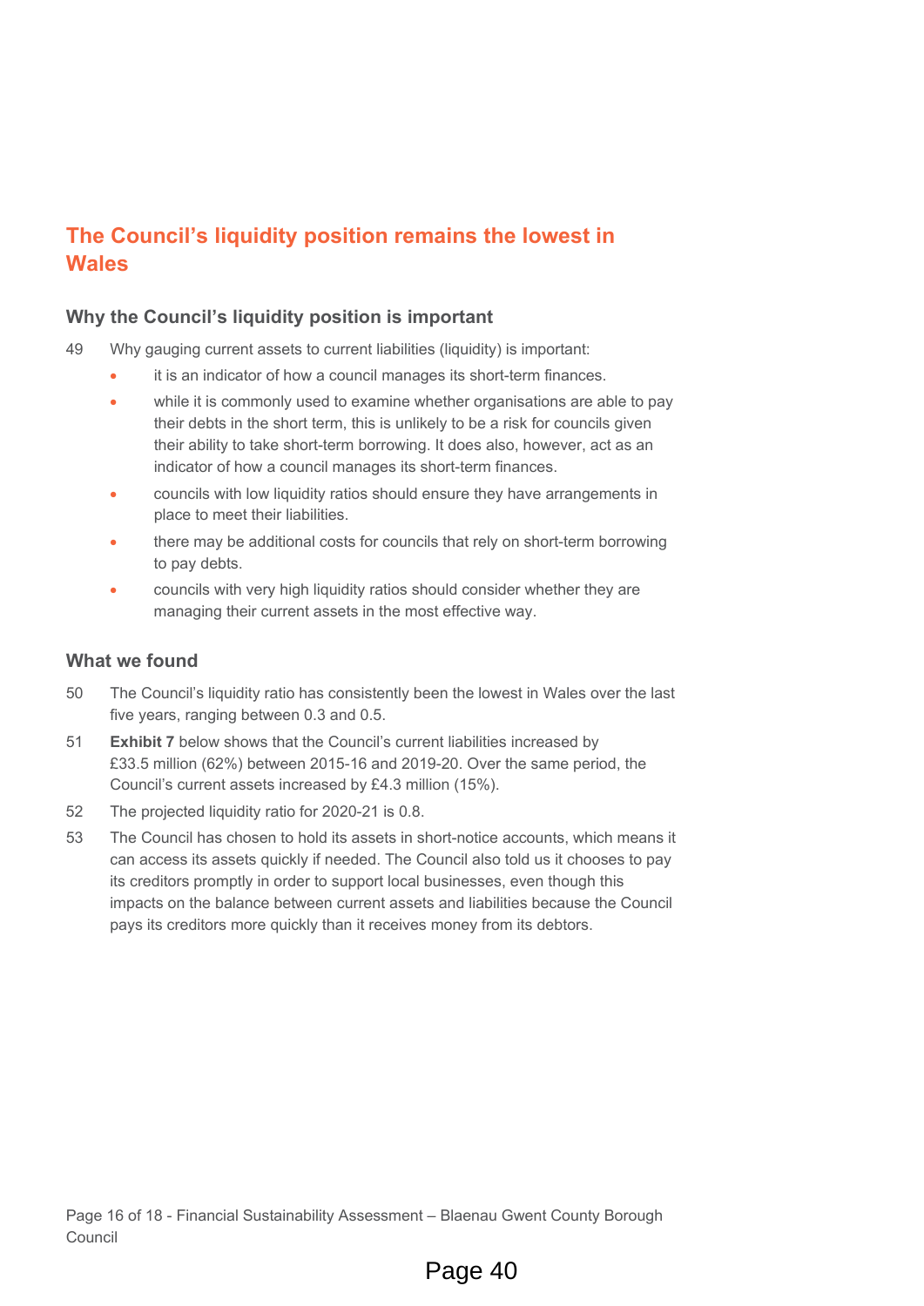## The Council's liquidity position remains the lowest in Wales

### Why the Council's liquidity position is important

49 Why gauging current assets to current liabilities (liquidity) is important:

- it is an indicator of how a council manages its short-term finances.
- while it is commonly used to examine whether organisations are able to pay their debts in the short term, this is unlikely to be a risk for councils given their ability to take short-term borrowing. It does also, however, act as an indicator of how a council manages its short-term finances.
- councils with low liquidity ratios should ensure they have arrangements in place to meet their liabilities.
- there may be additional costs for councils that rely on short-term borrowing to pay debts.
- councils with very high liquidity ratios should consider whether they are managing their current assets in the most effective way.

### What we found

50 The Council's liquidity ratio has consistently been the lowest in Wales over the last five years, ranging between 0.3 and 0.5.

51 **Exhibit 7** below shows that the Council's current liabilities increased by £33.5 million (62%) between 2015-16 and 2019-20. Over the same period, the Council's current assets increased by £4.3 million (15%).

52 The projected liquidity ratio for 2020-21 is 0.8.

53 The Council has chosen to hold its assets in short-notice accounts, which means it can access its assets quickly if needed. The Council also told us it chooses to pay its creditors promptly in order to support local businesses, even though this impacts on the balance between current assets and liabilities because the Council pays its creditors more quickly than it receives money from its debtors.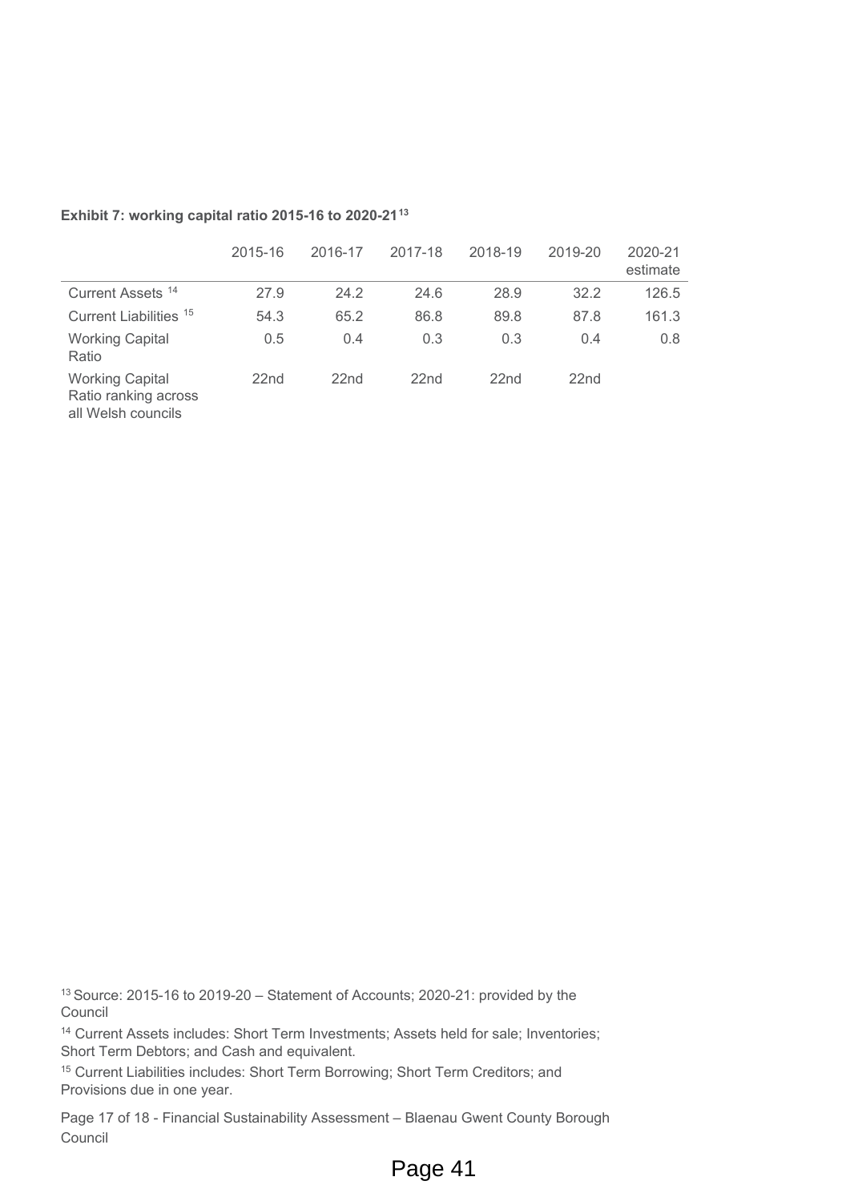**Exhibit 7: working capital ratio 2015-16 to 2020-21**[13]

| | 2015-16 | 2016-17 | 2017-18 | 2018-19 | 2019-20 | 2020-21 estimate |
|---|---|---|---|---|---|---|
| Current Assets [14] | 27.9 | 24.2 | 24.6 | 28.9 | 32.2 | 126.5 |
| Current Liabilities [15] | 54.3 | 65.2 | 86.8 | 89.8 | 87.8 | 161.3 |
| Working Capital Ratio | 0.5 | 0.4 | 0.3 | 0.3 | 0.4 | 0.8 |
| Working Capital Ratio ranking across all Welsh councils | 22nd | 22nd | 22nd | 22nd | 22nd | |

[13] Source: 2015-16 to 2019-20 – Statement of Accounts; 2020-21: provided by the Council

[14] Current Assets includes: Short Term Investments; Assets held for sale; Inventories; Short Term Debtors; and Cash and equivalent.

[15] Current Liabilities includes: Short Term Borrowing; Short Term Creditors; and Provisions due in one year.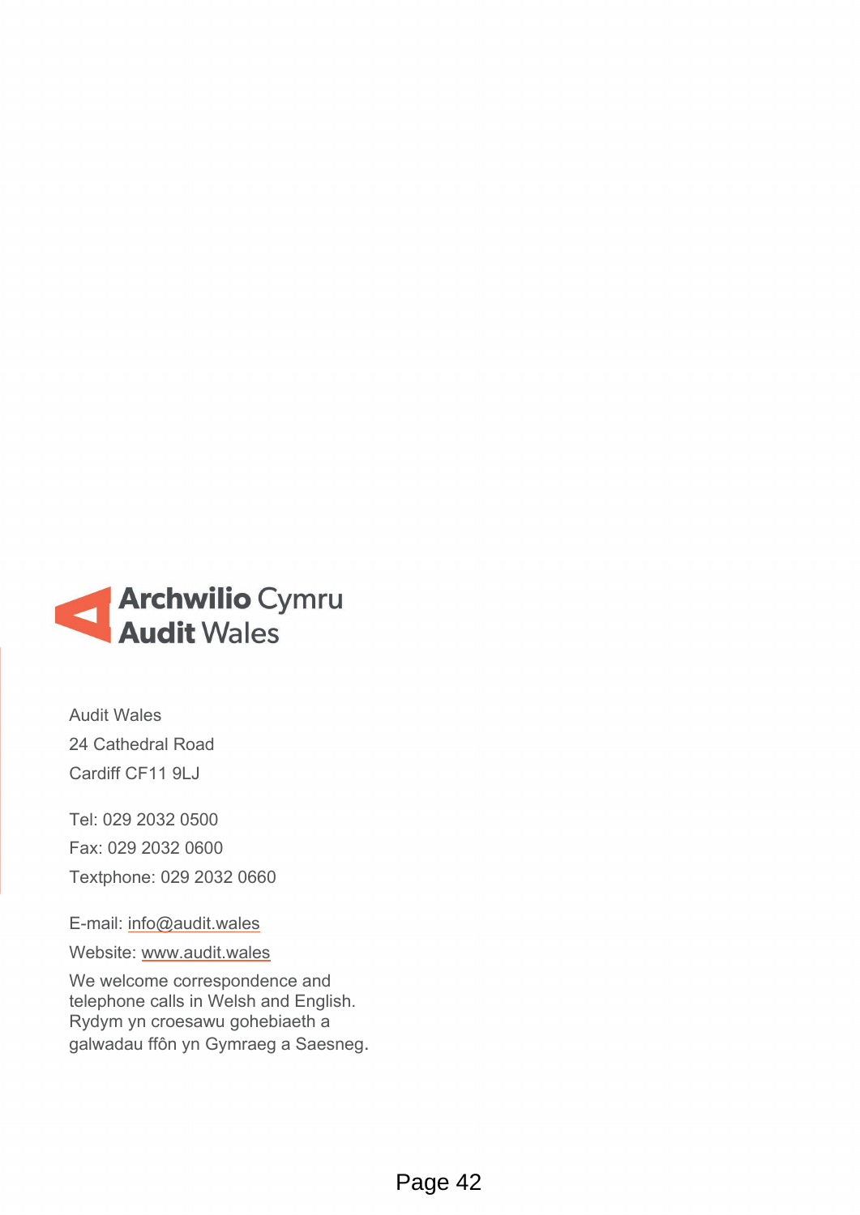Archwilio Cymru
Audit Wales

Audit Wales
24 Cathedral Road
Cardiff CF11 9LJ

Tel: 029 2032 0500
Fax: 029 2032 0600
Textphone: 029 2032 0660

E-mail: info@audit.wales
Website: www.audit.wales

We welcome correspondence and telephone calls in Welsh and English.
Rydym yn croesawu gohebiaeth a galwadau ffôn yn Gymraeg a Saesneg.